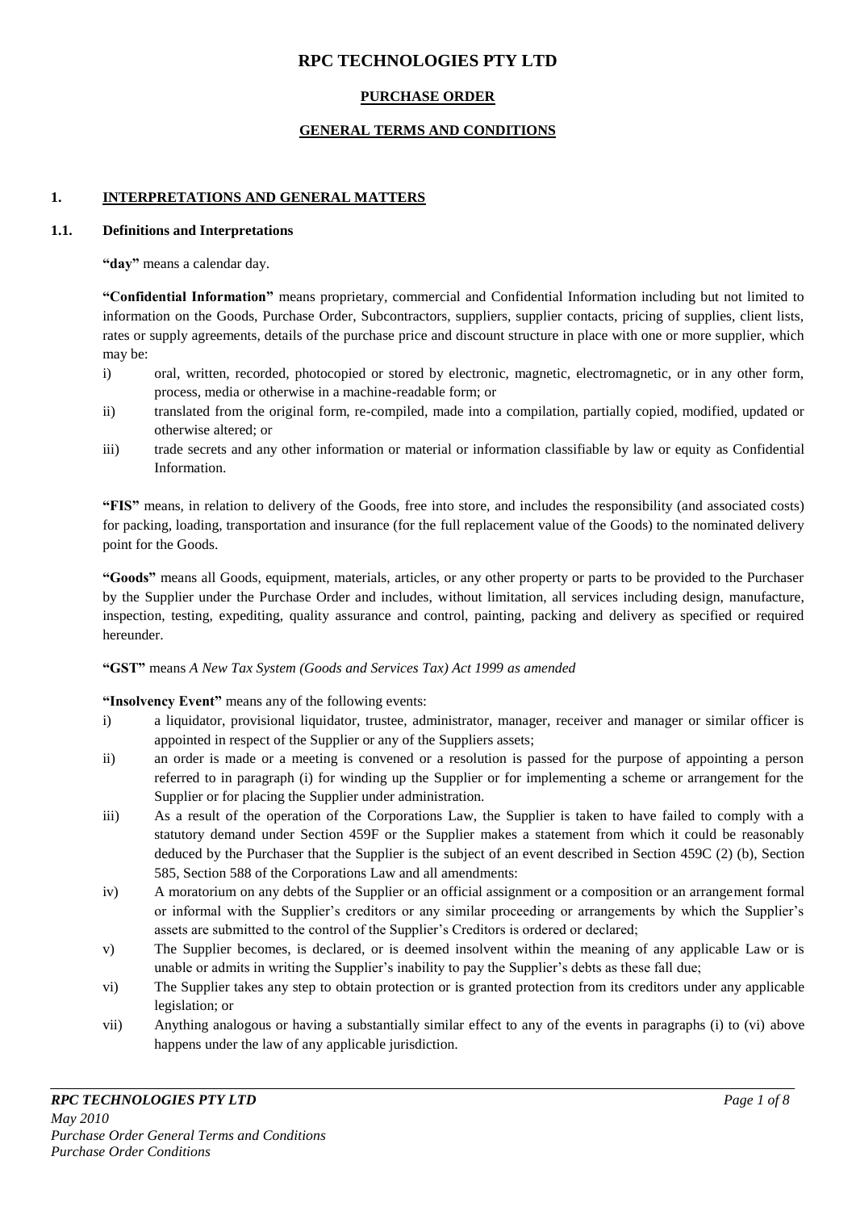# RPC TECHNOLOGIES PTY LTD

## PURCHASE ORDER

## GENERAL TERMS AND CONDITIONS

### 1. INTERPRETATIONS AND GENERAL MATTERS

#### 1.1. Definitions and Interpretations

**"day"** means a calendar day.

**"Confidential Information"** means proprietary, commercial and Confidential Information including but not limited to information on the Goods, Purchase Order, Subcontractors, suppliers, supplier contacts, pricing of supplies, client lists, rates or supply agreements, details of the purchase price and discount structure in place with one or more supplier, which may be:

i) oral, written, recorded, photocopied or stored by electronic, magnetic, electromagnetic, or in any other form, process, media or otherwise in a machine-readable form; or

ii) translated from the original form, re-compiled, made into a compilation, partially copied, modified, updated or otherwise altered; or

iii) trade secrets and any other information or material or information classifiable by law or equity as Confidential Information.

**"FIS"** means, in relation to delivery of the Goods, free into store, and includes the responsibility (and associated costs) for packing, loading, transportation and insurance (for the full replacement value of the Goods) to the nominated delivery point for the Goods.

**"Goods"** means all Goods, equipment, materials, articles, or any other property or parts to be provided to the Purchaser by the Supplier under the Purchase Order and includes, without limitation, all services including design, manufacture, inspection, testing, expediting, quality assurance and control, painting, packing and delivery as specified or required hereunder.

**"GST"** means *A New Tax System (Goods and Services Tax) Act 1999 as amended*

**"Insolvency Event"** means any of the following events:

i) a liquidator, provisional liquidator, trustee, administrator, manager, receiver and manager or similar officer is appointed in respect of the Supplier or any of the Suppliers assets;

ii) an order is made or a meeting is convened or a resolution is passed for the purpose of appointing a person referred to in paragraph (i) for winding up the Supplier or for implementing a scheme or arrangement for the Supplier or for placing the Supplier under administration.

iii) As a result of the operation of the Corporations Law, the Supplier is taken to have failed to comply with a statutory demand under Section 459F or the Supplier makes a statement from which it could be reasonably deduced by the Purchaser that the Supplier is the subject of an event described in Section 459C (2) (b), Section 585, Section 588 of the Corporations Law and all amendments:

iv) A moratorium on any debts of the Supplier or an official assignment or a composition or an arrangement formal or informal with the Supplier's creditors or any similar proceeding or arrangements by which the Supplier's assets are submitted to the control of the Supplier's Creditors is ordered or declared;

v) The Supplier becomes, is declared, or is deemed insolvent within the meaning of any applicable Law or is unable or admits in writing the Supplier's inability to pay the Supplier's debts as these fall due;

vi) The Supplier takes any step to obtain protection or is granted protection from its creditors under any applicable legislation; or

vii) Anything analogous or having a substantially similar effect to any of the events in paragraphs (i) to (vi) above happens under the law of any applicable jurisdiction.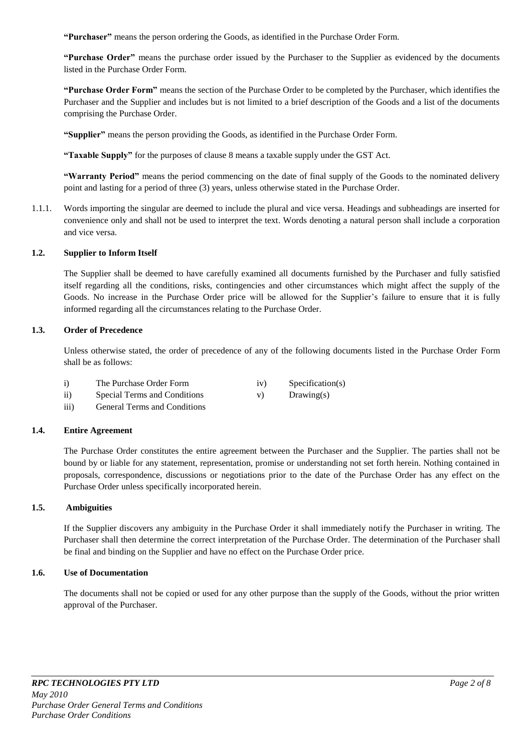**"Purchaser"** means the person ordering the Goods, as identified in the Purchase Order Form.

**"Purchase Order"** means the purchase order issued by the Purchaser to the Supplier as evidenced by the documents listed in the Purchase Order Form.

**"Purchase Order Form"** means the section of the Purchase Order to be completed by the Purchaser, which identifies the Purchaser and the Supplier and includes but is not limited to a brief description of the Goods and a list of the documents comprising the Purchase Order.

**"Supplier"** means the person providing the Goods, as identified in the Purchase Order Form.

**"Taxable Supply"** for the purposes of clause 8 means a taxable supply under the GST Act.

**"Warranty Period"** means the period commencing on the date of final supply of the Goods to the nominated delivery point and lasting for a period of three (3) years, unless otherwise stated in the Purchase Order.

1.1.1. Words importing the singular are deemed to include the plural and vice versa. Headings and subheadings are inserted for convenience only and shall not be used to interpret the text. Words denoting a natural person shall include a corporation and vice versa.

### 1.2. Supplier to Inform Itself

The Supplier shall be deemed to have carefully examined all documents furnished by the Purchaser and fully satisfied itself regarding all the conditions, risks, contingencies and other circumstances which might affect the supply of the Goods. No increase in the Purchase Order price will be allowed for the Supplier's failure to ensure that it is fully informed regarding all the circumstances relating to the Purchase Order.

### 1.3. Order of Precedence

Unless otherwise stated, the order of precedence of any of the following documents listed in the Purchase Order Form shall be as follows:

i) The Purchase Order Form
ii) Special Terms and Conditions
iii) General Terms and Conditions
iv) Specification(s)
v) Drawing(s)

### 1.4. Entire Agreement

The Purchase Order constitutes the entire agreement between the Purchaser and the Supplier. The parties shall not be bound by or liable for any statement, representation, promise or understanding not set forth herein. Nothing contained in proposals, correspondence, discussions or negotiations prior to the date of the Purchase Order has any effect on the Purchase Order unless specifically incorporated herein.

### 1.5. Ambiguities

If the Supplier discovers any ambiguity in the Purchase Order it shall immediately notify the Purchaser in writing. The Purchaser shall then determine the correct interpretation of the Purchase Order. The determination of the Purchaser shall be final and binding on the Supplier and have no effect on the Purchase Order price.

### 1.6. Use of Documentation

The documents shall not be copied or used for any other purpose than the supply of the Goods, without the prior written approval of the Purchaser.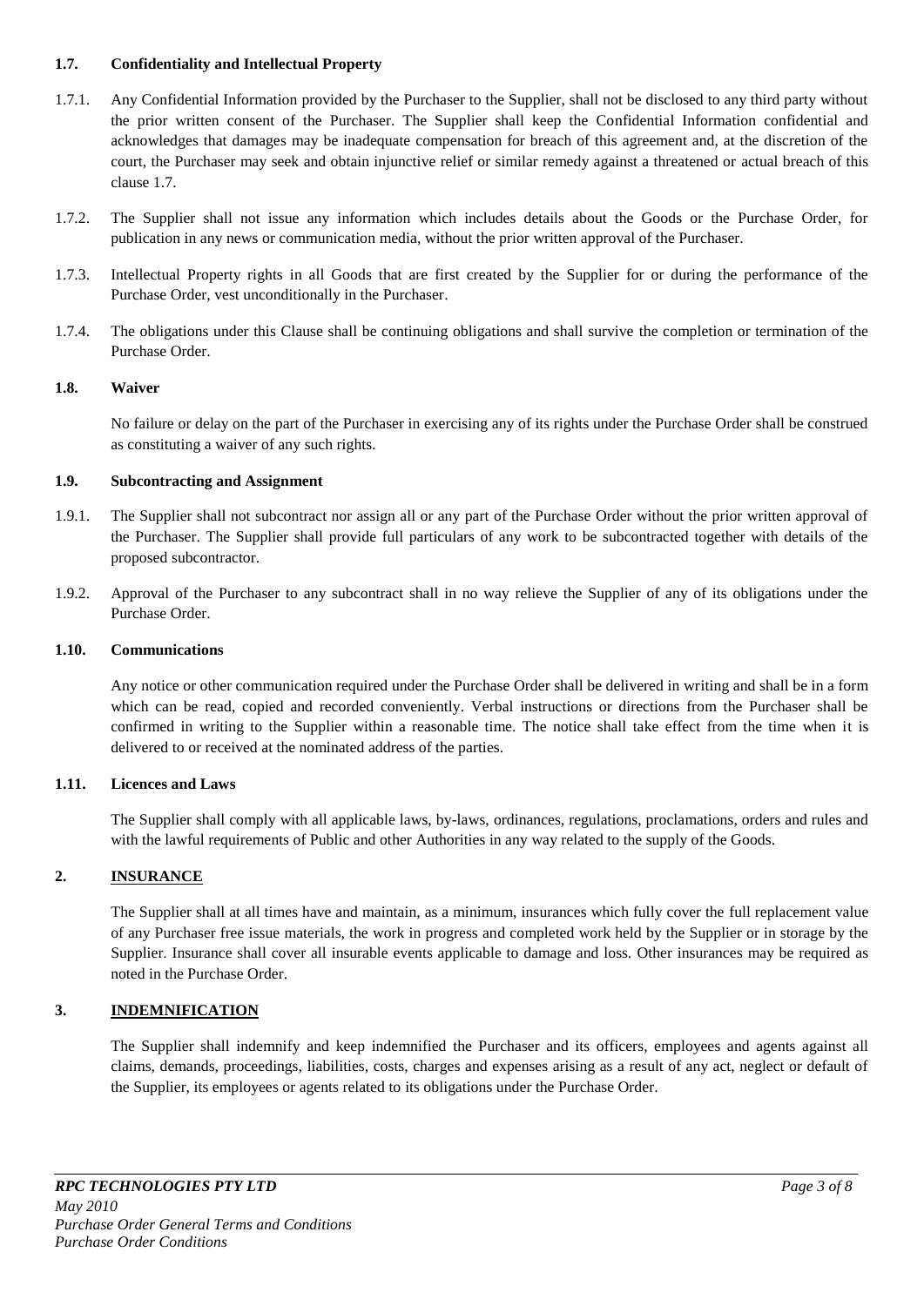### 1.7. Confidentiality and Intellectual Property

1.7.1. Any Confidential Information provided by the Purchaser to the Supplier, shall not be disclosed to any third party without the prior written consent of the Purchaser. The Supplier shall keep the Confidential Information confidential and acknowledges that damages may be inadequate compensation for breach of this agreement and, at the discretion of the court, the Purchaser may seek and obtain injunctive relief or similar remedy against a threatened or actual breach of this clause 1.7.

1.7.2. The Supplier shall not issue any information which includes details about the Goods or the Purchase Order, for publication in any news or communication media, without the prior written approval of the Purchaser.

1.7.3. Intellectual Property rights in all Goods that are first created by the Supplier for or during the performance of the Purchase Order, vest unconditionally in the Purchaser.

1.7.4. The obligations under this Clause shall be continuing obligations and shall survive the completion or termination of the Purchase Order.

### 1.8. Waiver

No failure or delay on the part of the Purchaser in exercising any of its rights under the Purchase Order shall be construed as constituting a waiver of any such rights.

### 1.9. Subcontracting and Assignment

1.9.1. The Supplier shall not subcontract nor assign all or any part of the Purchase Order without the prior written approval of the Purchaser. The Supplier shall provide full particulars of any work to be subcontracted together with details of the proposed subcontractor.

1.9.2. Approval of the Purchaser to any subcontract shall in no way relieve the Supplier of any of its obligations under the Purchase Order.

### 1.10. Communications

Any notice or other communication required under the Purchase Order shall be delivered in writing and shall be in a form which can be read, copied and recorded conveniently. Verbal instructions or directions from the Purchaser shall be confirmed in writing to the Supplier within a reasonable time. The notice shall take effect from the time when it is delivered to or received at the nominated address of the parties.

### 1.11. Licences and Laws

The Supplier shall comply with all applicable laws, by-laws, ordinances, regulations, proclamations, orders and rules and with the lawful requirements of Public and other Authorities in any way related to the supply of the Goods.

## 2. INSURANCE

The Supplier shall at all times have and maintain, as a minimum, insurances which fully cover the full replacement value of any Purchaser free issue materials, the work in progress and completed work held by the Supplier or in storage by the Supplier. Insurance shall cover all insurable events applicable to damage and loss. Other insurances may be required as noted in the Purchase Order.

## 3. INDEMNIFICATION

The Supplier shall indemnify and keep indemnified the Purchaser and its officers, employees and agents against all claims, demands, proceedings, liabilities, costs, charges and expenses arising as a result of any act, neglect or default of the Supplier, its employees or agents related to its obligations under the Purchase Order.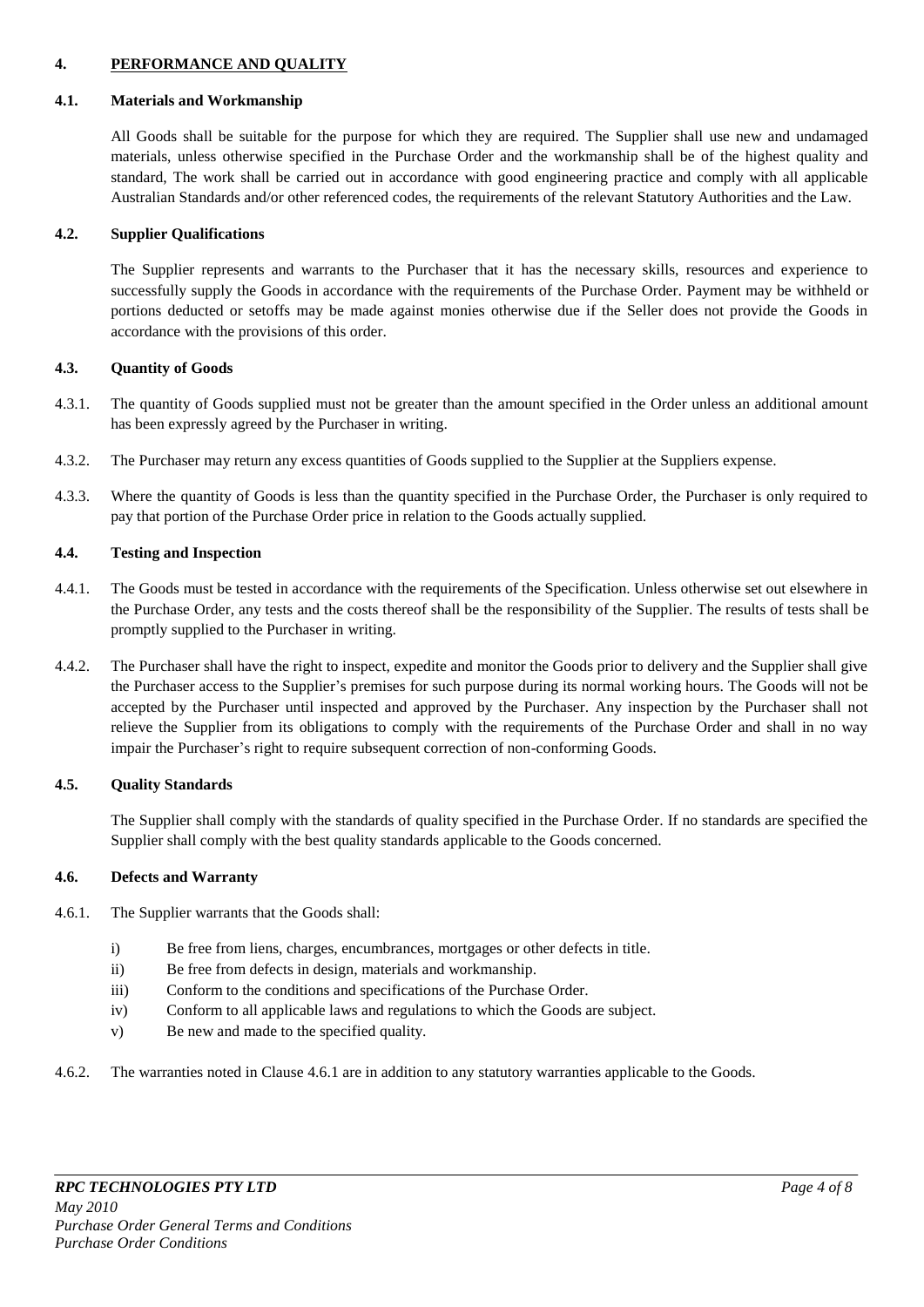## 4. PERFORMANCE AND QUALITY

### 4.1. Materials and Workmanship

All Goods shall be suitable for the purpose for which they are required. The Supplier shall use new and undamaged materials, unless otherwise specified in the Purchase Order and the workmanship shall be of the highest quality and standard, The work shall be carried out in accordance with good engineering practice and comply with all applicable Australian Standards and/or other referenced codes, the requirements of the relevant Statutory Authorities and the Law.

### 4.2. Supplier Qualifications

The Supplier represents and warrants to the Purchaser that it has the necessary skills, resources and experience to successfully supply the Goods in accordance with the requirements of the Purchase Order. Payment may be withheld or portions deducted or setoffs may be made against monies otherwise due if the Seller does not provide the Goods in accordance with the provisions of this order.

### 4.3. Quantity of Goods

4.3.1. The quantity of Goods supplied must not be greater than the amount specified in the Order unless an additional amount has been expressly agreed by the Purchaser in writing.

4.3.2. The Purchaser may return any excess quantities of Goods supplied to the Supplier at the Suppliers expense.

4.3.3. Where the quantity of Goods is less than the quantity specified in the Purchase Order, the Purchaser is only required to pay that portion of the Purchase Order price in relation to the Goods actually supplied.

### 4.4. Testing and Inspection

4.4.1. The Goods must be tested in accordance with the requirements of the Specification. Unless otherwise set out elsewhere in the Purchase Order, any tests and the costs thereof shall be the responsibility of the Supplier. The results of tests shall be promptly supplied to the Purchaser in writing.

4.4.2. The Purchaser shall have the right to inspect, expedite and monitor the Goods prior to delivery and the Supplier shall give the Purchaser access to the Supplier's premises for such purpose during its normal working hours. The Goods will not be accepted by the Purchaser until inspected and approved by the Purchaser. Any inspection by the Purchaser shall not relieve the Supplier from its obligations to comply with the requirements of the Purchase Order and shall in no way impair the Purchaser's right to require subsequent correction of non-conforming Goods.

### 4.5. Quality Standards

The Supplier shall comply with the standards of quality specified in the Purchase Order. If no standards are specified the Supplier shall comply with the best quality standards applicable to the Goods concerned.

### 4.6. Defects and Warranty

4.6.1. The Supplier warrants that the Goods shall:

- i) Be free from liens, charges, encumbrances, mortgages or other defects in title.
- ii) Be free from defects in design, materials and workmanship.
- iii) Conform to the conditions and specifications of the Purchase Order.
- iv) Conform to all applicable laws and regulations to which the Goods are subject.
- v) Be new and made to the specified quality.

4.6.2. The warranties noted in Clause 4.6.1 are in addition to any statutory warranties applicable to the Goods.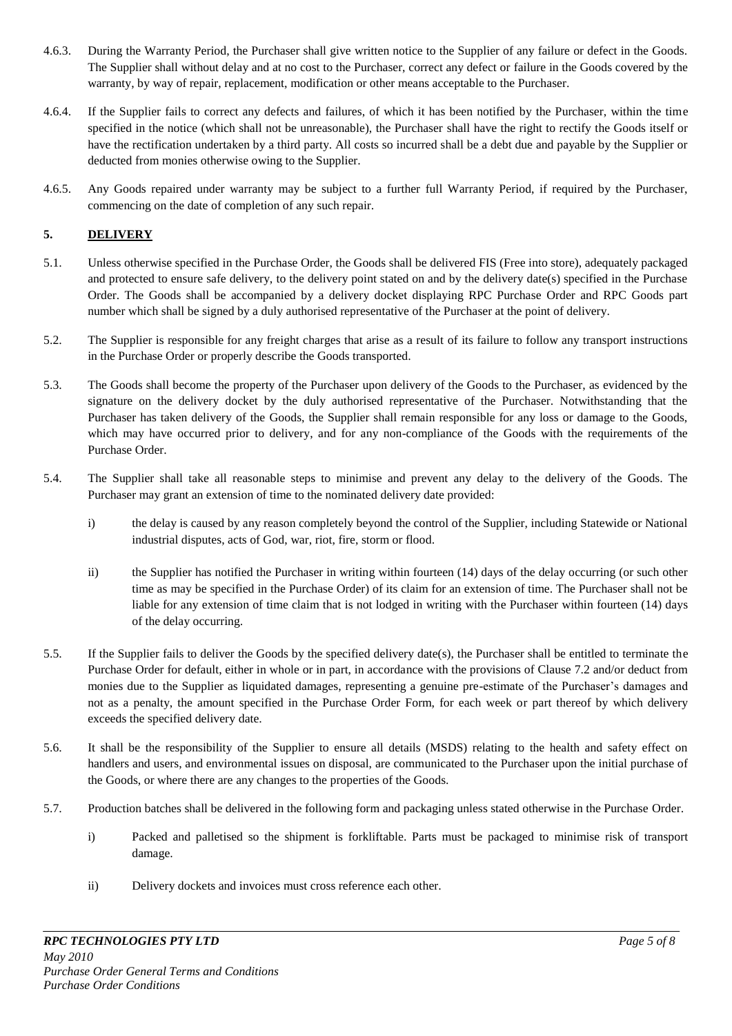4.6.3. During the Warranty Period, the Purchaser shall give written notice to the Supplier of any failure or defect in the Goods. The Supplier shall without delay and at no cost to the Purchaser, correct any defect or failure in the Goods covered by the warranty, by way of repair, replacement, modification or other means acceptable to the Purchaser.

4.6.4. If the Supplier fails to correct any defects and failures, of which it has been notified by the Purchaser, within the time specified in the notice (which shall not be unreasonable), the Purchaser shall have the right to rectify the Goods itself or have the rectification undertaken by a third party. All costs so incurred shall be a debt due and payable by the Supplier or deducted from monies otherwise owing to the Supplier.

4.6.5. Any Goods repaired under warranty may be subject to a further full Warranty Period, if required by the Purchaser, commencing on the date of completion of any such repair.

## 5. DELIVERY

5.1. Unless otherwise specified in the Purchase Order, the Goods shall be delivered FIS (Free into store), adequately packaged and protected to ensure safe delivery, to the delivery point stated on and by the delivery date(s) specified in the Purchase Order. The Goods shall be accompanied by a delivery docket displaying RPC Purchase Order and RPC Goods part number which shall be signed by a duly authorised representative of the Purchaser at the point of delivery.

5.2. The Supplier is responsible for any freight charges that arise as a result of its failure to follow any transport instructions in the Purchase Order or properly describe the Goods transported.

5.3. The Goods shall become the property of the Purchaser upon delivery of the Goods to the Purchaser, as evidenced by the signature on the delivery docket by the duly authorised representative of the Purchaser. Notwithstanding that the Purchaser has taken delivery of the Goods, the Supplier shall remain responsible for any loss or damage to the Goods, which may have occurred prior to delivery, and for any non-compliance of the Goods with the requirements of the Purchase Order.

5.4. The Supplier shall take all reasonable steps to minimise and prevent any delay to the delivery of the Goods. The Purchaser may grant an extension of time to the nominated delivery date provided:

i) the delay is caused by any reason completely beyond the control of the Supplier, including Statewide or National industrial disputes, acts of God, war, riot, fire, storm or flood.

ii) the Supplier has notified the Purchaser in writing within fourteen (14) days of the delay occurring (or such other time as may be specified in the Purchase Order) of its claim for an extension of time. The Purchaser shall not be liable for any extension of time claim that is not lodged in writing with the Purchaser within fourteen (14) days of the delay occurring.

5.5. If the Supplier fails to deliver the Goods by the specified delivery date(s), the Purchaser shall be entitled to terminate the Purchase Order for default, either in whole or in part, in accordance with the provisions of Clause 7.2 and/or deduct from monies due to the Supplier as liquidated damages, representing a genuine pre-estimate of the Purchaser's damages and not as a penalty, the amount specified in the Purchase Order Form, for each week or part thereof by which delivery exceeds the specified delivery date.

5.6. It shall be the responsibility of the Supplier to ensure all details (MSDS) relating to the health and safety effect on handlers and users, and environmental issues on disposal, are communicated to the Purchaser upon the initial purchase of the Goods, or where there are any changes to the properties of the Goods.

5.7. Production batches shall be delivered in the following form and packaging unless stated otherwise in the Purchase Order.

i) Packed and palletised so the shipment is forkliftable. Parts must be packaged to minimise risk of transport damage.

ii) Delivery dockets and invoices must cross reference each other.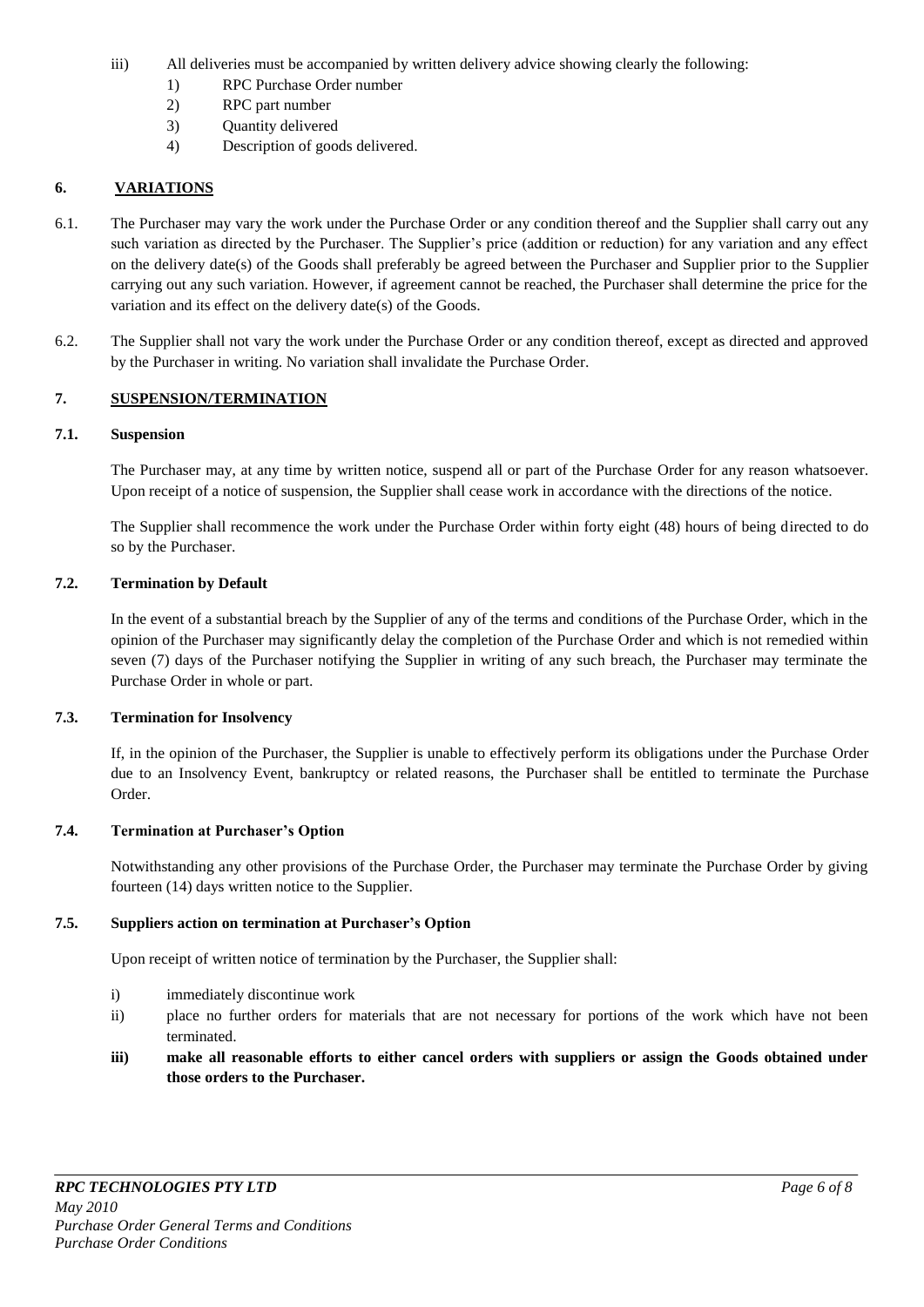iii) All deliveries must be accompanied by written delivery advice showing clearly the following:

1) RPC Purchase Order number
2) RPC part number
3) Quantity delivered
4) Description of goods delivered.

## 6. VARIATIONS

6.1. The Purchaser may vary the work under the Purchase Order or any condition thereof and the Supplier shall carry out any such variation as directed by the Purchaser. The Supplier's price (addition or reduction) for any variation and any effect on the delivery date(s) of the Goods shall preferably be agreed between the Purchaser and Supplier prior to the Supplier carrying out any such variation. However, if agreement cannot be reached, the Purchaser shall determine the price for the variation and its effect on the delivery date(s) of the Goods.

6.2. The Supplier shall not vary the work under the Purchase Order or any condition thereof, except as directed and approved by the Purchaser in writing. No variation shall invalidate the Purchase Order.

## 7. SUSPENSION/TERMINATION

### 7.1. Suspension

The Purchaser may, at any time by written notice, suspend all or part of the Purchase Order for any reason whatsoever. Upon receipt of a notice of suspension, the Supplier shall cease work in accordance with the directions of the notice.

The Supplier shall recommence the work under the Purchase Order within forty eight (48) hours of being directed to do so by the Purchaser.

### 7.2. Termination by Default

In the event of a substantial breach by the Supplier of any of the terms and conditions of the Purchase Order, which in the opinion of the Purchaser may significantly delay the completion of the Purchase Order and which is not remedied within seven (7) days of the Purchaser notifying the Supplier in writing of any such breach, the Purchaser may terminate the Purchase Order in whole or part.

### 7.3. Termination for Insolvency

If, in the opinion of the Purchaser, the Supplier is unable to effectively perform its obligations under the Purchase Order due to an Insolvency Event, bankruptcy or related reasons, the Purchaser shall be entitled to terminate the Purchase Order.

### 7.4. Termination at Purchaser's Option

Notwithstanding any other provisions of the Purchase Order, the Purchaser may terminate the Purchase Order by giving fourteen (14) days written notice to the Supplier.

### 7.5. Suppliers action on termination at Purchaser's Option

Upon receipt of written notice of termination by the Purchaser, the Supplier shall:

i) immediately discontinue work

ii) place no further orders for materials that are not necessary for portions of the work which have not been terminated.

**iii) make all reasonable efforts to either cancel orders with suppliers or assign the Goods obtained under those orders to the Purchaser.**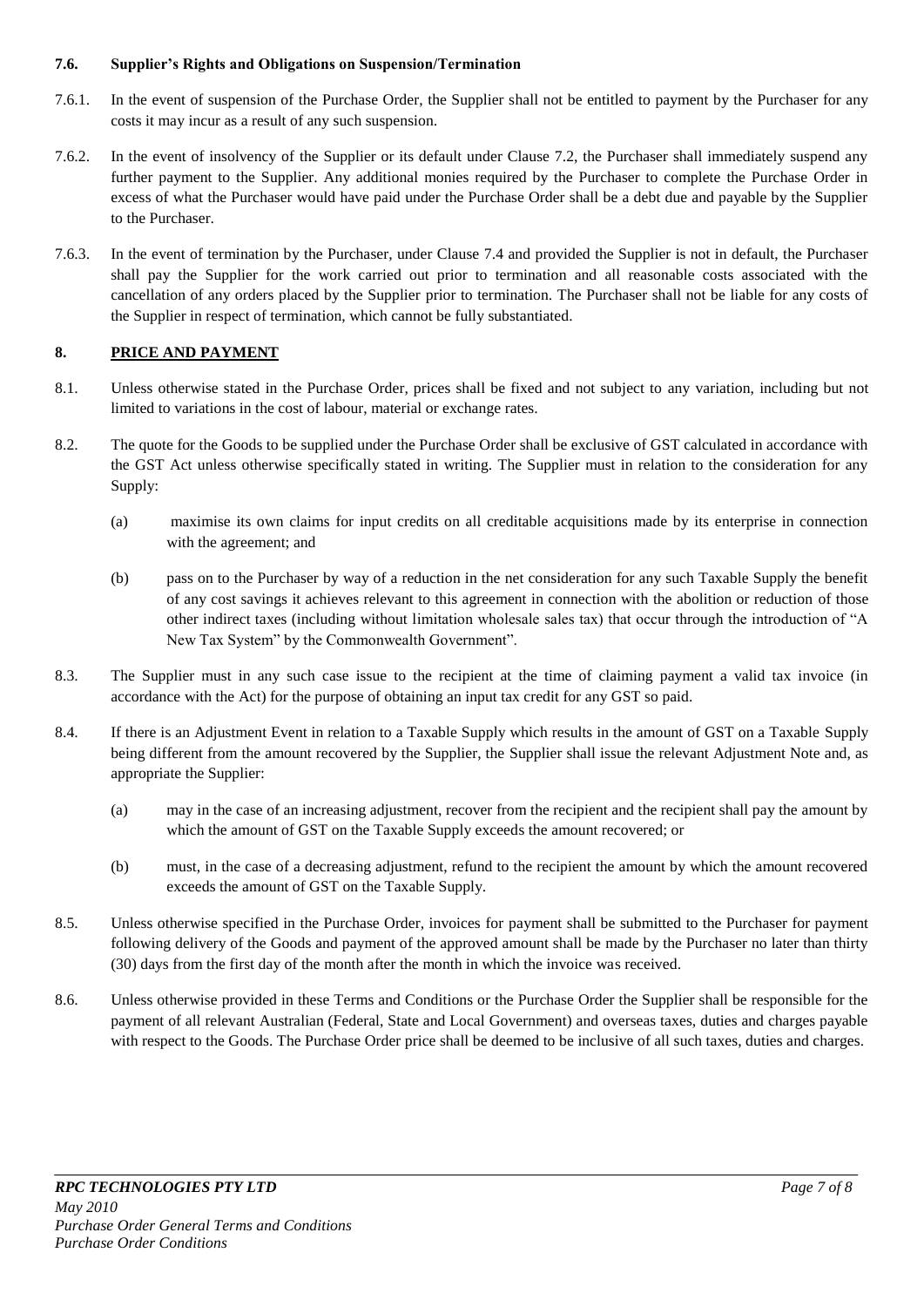### 7.6. Supplier's Rights and Obligations on Suspension/Termination

7.6.1. In the event of suspension of the Purchase Order, the Supplier shall not be entitled to payment by the Purchaser for any costs it may incur as a result of any such suspension.

7.6.2. In the event of insolvency of the Supplier or its default under Clause 7.2, the Purchaser shall immediately suspend any further payment to the Supplier. Any additional monies required by the Purchaser to complete the Purchase Order in excess of what the Purchaser would have paid under the Purchase Order shall be a debt due and payable by the Supplier to the Purchaser.

7.6.3. In the event of termination by the Purchaser, under Clause 7.4 and provided the Supplier is not in default, the Purchaser shall pay the Supplier for the work carried out prior to termination and all reasonable costs associated with the cancellation of any orders placed by the Supplier prior to termination. The Purchaser shall not be liable for any costs of the Supplier in respect of termination, which cannot be fully substantiated.

## 8. PRICE AND PAYMENT

8.1. Unless otherwise stated in the Purchase Order, prices shall be fixed and not subject to any variation, including but not limited to variations in the cost of labour, material or exchange rates.

8.2. The quote for the Goods to be supplied under the Purchase Order shall be exclusive of GST calculated in accordance with the GST Act unless otherwise specifically stated in writing. The Supplier must in relation to the consideration for any Supply:

(a) maximise its own claims for input credits on all creditable acquisitions made by its enterprise in connection with the agreement; and

(b) pass on to the Purchaser by way of a reduction in the net consideration for any such Taxable Supply the benefit of any cost savings it achieves relevant to this agreement in connection with the abolition or reduction of those other indirect taxes (including without limitation wholesale sales tax) that occur through the introduction of "A New Tax System" by the Commonwealth Government".

8.3. The Supplier must in any such case issue to the recipient at the time of claiming payment a valid tax invoice (in accordance with the Act) for the purpose of obtaining an input tax credit for any GST so paid.

8.4. If there is an Adjustment Event in relation to a Taxable Supply which results in the amount of GST on a Taxable Supply being different from the amount recovered by the Supplier, the Supplier shall issue the relevant Adjustment Note and, as appropriate the Supplier:

(a) may in the case of an increasing adjustment, recover from the recipient and the recipient shall pay the amount by which the amount of GST on the Taxable Supply exceeds the amount recovered; or

(b) must, in the case of a decreasing adjustment, refund to the recipient the amount by which the amount recovered exceeds the amount of GST on the Taxable Supply.

8.5. Unless otherwise specified in the Purchase Order, invoices for payment shall be submitted to the Purchaser for payment following delivery of the Goods and payment of the approved amount shall be made by the Purchaser no later than thirty (30) days from the first day of the month after the month in which the invoice was received.

8.6. Unless otherwise provided in these Terms and Conditions or the Purchase Order the Supplier shall be responsible for the payment of all relevant Australian (Federal, State and Local Government) and overseas taxes, duties and charges payable with respect to the Goods. The Purchase Order price shall be deemed to be inclusive of all such taxes, duties and charges.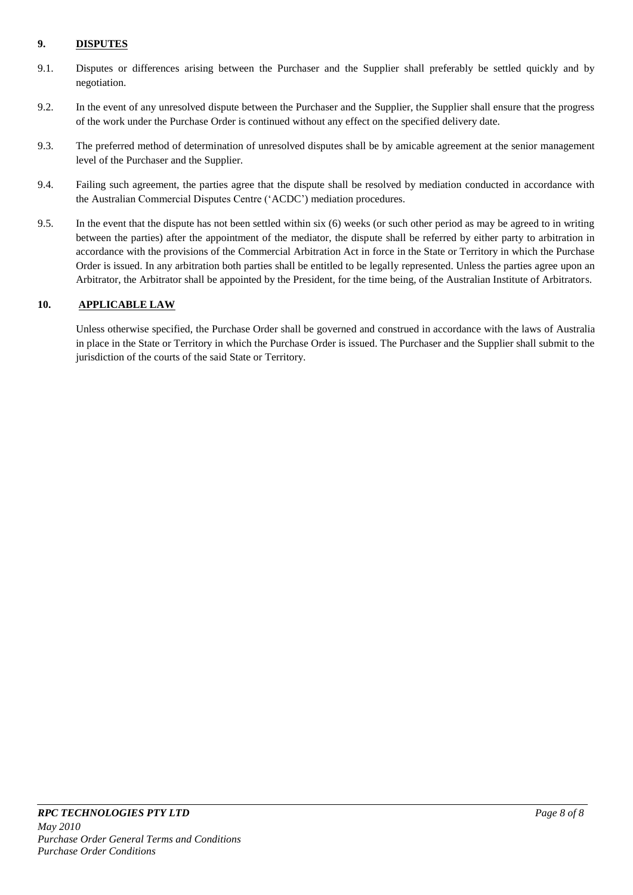## 9. DISPUTES

9.1. Disputes or differences arising between the Purchaser and the Supplier shall preferably be settled quickly and by negotiation.

9.2. In the event of any unresolved dispute between the Purchaser and the Supplier, the Supplier shall ensure that the progress of the work under the Purchase Order is continued without any effect on the specified delivery date.

9.3. The preferred method of determination of unresolved disputes shall be by amicable agreement at the senior management level of the Purchaser and the Supplier.

9.4. Failing such agreement, the parties agree that the dispute shall be resolved by mediation conducted in accordance with the Australian Commercial Disputes Centre ('ACDC') mediation procedures.

9.5. In the event that the dispute has not been settled within six (6) weeks (or such other period as may be agreed to in writing between the parties) after the appointment of the mediator, the dispute shall be referred by either party to arbitration in accordance with the provisions of the Commercial Arbitration Act in force in the State or Territory in which the Purchase Order is issued. In any arbitration both parties shall be entitled to be legally represented. Unless the parties agree upon an Arbitrator, the Arbitrator shall be appointed by the President, for the time being, of the Australian Institute of Arbitrators.

## 10. APPLICABLE LAW

Unless otherwise specified, the Purchase Order shall be governed and construed in accordance with the laws of Australia in place in the State or Territory in which the Purchase Order is issued. The Purchaser and the Supplier shall submit to the jurisdiction of the courts of the said State or Territory.